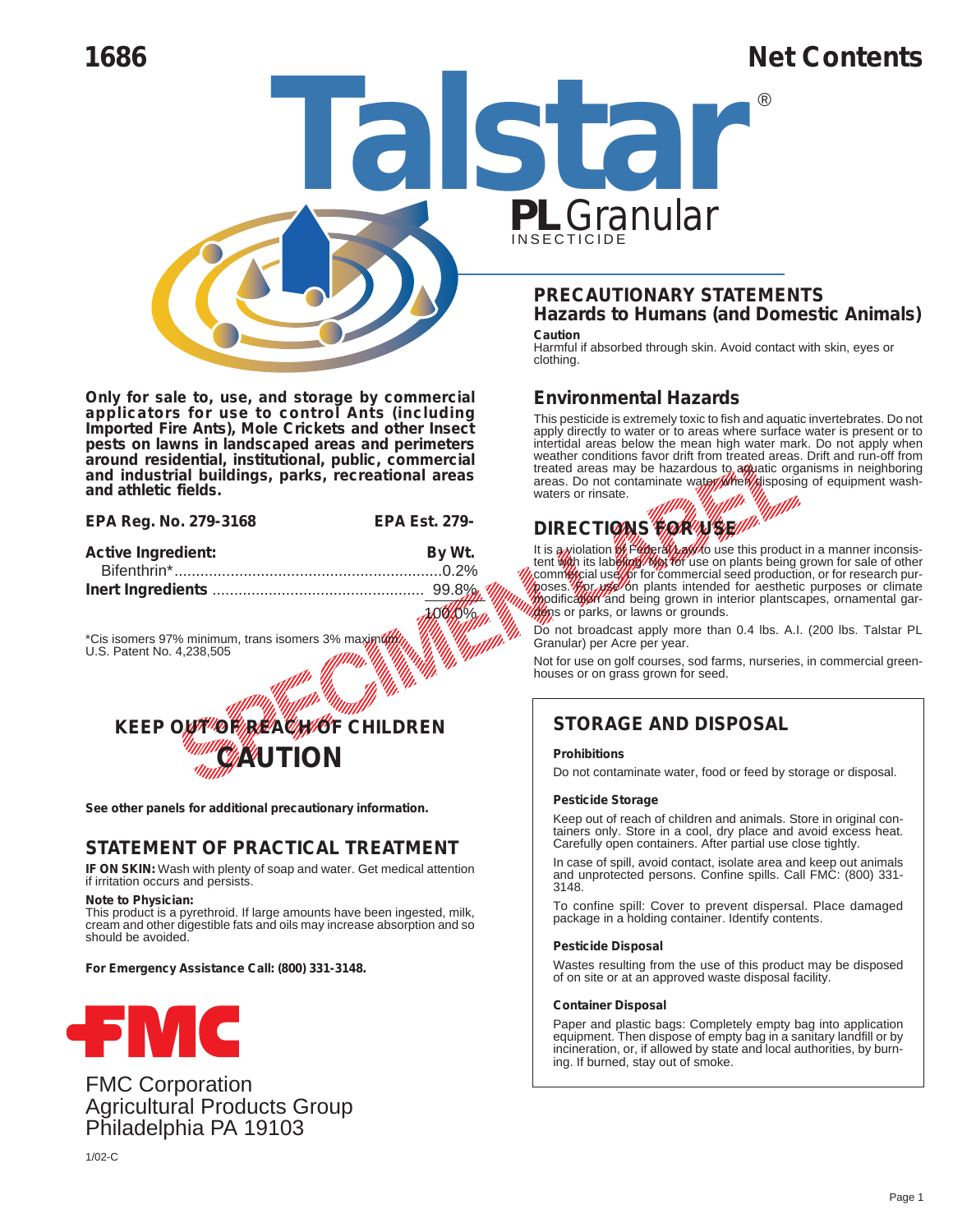1686

# Net Contents

# Talstar®

## PL Granular

INSECTICIDE

**Only for sale to, use, and storage by commercial applicators for use to control Ants (including Imported Fire Ants), Mole Crickets and other Insect pests on lawns in landscaped areas and perimeters around residential, institutional, public, commercial and industrial buildings, parks, recreational areas and athletic fields.**

**EPA Reg. No. 279-3168** **EPA Est. 279-**

| **Active Ingredient:** | **By Wt.** |
|---|---|
| Bifenthrin* | 0.2% |
| **Inert Ingredients** | 99.8% |
| | 100.0% |

*Cis isomers 97% minimum, trans isomers 3% maximum
U.S. Patent No. 4,238,505

**KEEP OUT OF REACH OF CHILDREN**

**CAUTION**

**See other panels for additional precautionary information.**

## STATEMENT OF PRACTICAL TREATMENT

**IF ON SKIN:** Wash with plenty of soap and water. Get medical attention if irritation occurs and persists.

**Note to Physician:**
This product is a pyrethroid. If large amounts have been ingested, milk, cream and other digestible fats and oils may increase absorption and so should be avoided.

**For Emergency Assistance Call: (800) 331-3148.**

FMC

FMC Corporation
Agricultural Products Group
Philadelphia PA 19103

1/02-C

## PRECAUTIONARY STATEMENTS
### Hazards to Humans (and Domestic Animals)

**Caution**
Harmful if absorbed through skin. Avoid contact with skin, eyes or clothing.

## Environmental Hazards

This pesticide is extremely toxic to fish and aquatic invertebrates. Do not apply directly to water or to areas where surface water is present or to intertidal areas below the mean high water mark. Do not apply when weather conditions favor drift from treated areas. Drift and run-off from treated areas may be hazardous to aquatic organisms in neighboring areas. Do not contaminate water when disposing of equipment washwaters or rinsate.

## DIRECTIONS FOR USE

It is a violation of Federal Law to use this product in a manner inconsistent with its labeling. Not for use on plants being grown for sale of other commercial use, or for commercial seed production, or for research purposes. For use on plants intended for aesthetic purposes or climate modification and being grown in interior plantscapes, ornamental gardens or parks, or lawns or grounds.

Do not broadcast apply more than 0.4 lbs. A.I. (200 lbs. Talstar PL Granular) per Acre per year.

Not for use on golf courses, sod farms, nurseries, in commercial greenhouses or on grass grown for seed.

## STORAGE AND DISPOSAL

**Prohibitions**

Do not contaminate water, food or feed by storage or disposal.

**Pesticide Storage**

Keep out of reach of children and animals. Store in original containers only. Store in a cool, dry place and avoid excess heat. Carefully open containers. After partial use close tightly.

In case of spill, avoid contact, isolate area and keep out animals and unprotected persons. Confine spills. Call FMC: (800) 331-3148.

To confine spill: Cover to prevent dispersal. Place damaged package in a holding container. Identify contents.

**Pesticide Disposal**

Wastes resulting from the use of this product may be disposed of on site or at an approved waste disposal facility.

**Container Disposal**

Paper and plastic bags: Completely empty bag into application equipment. Then dispose of empty bag in a sanitary landfill or by incineration, or, if allowed by state and local authorities, by burning. If burned, stay out of smoke.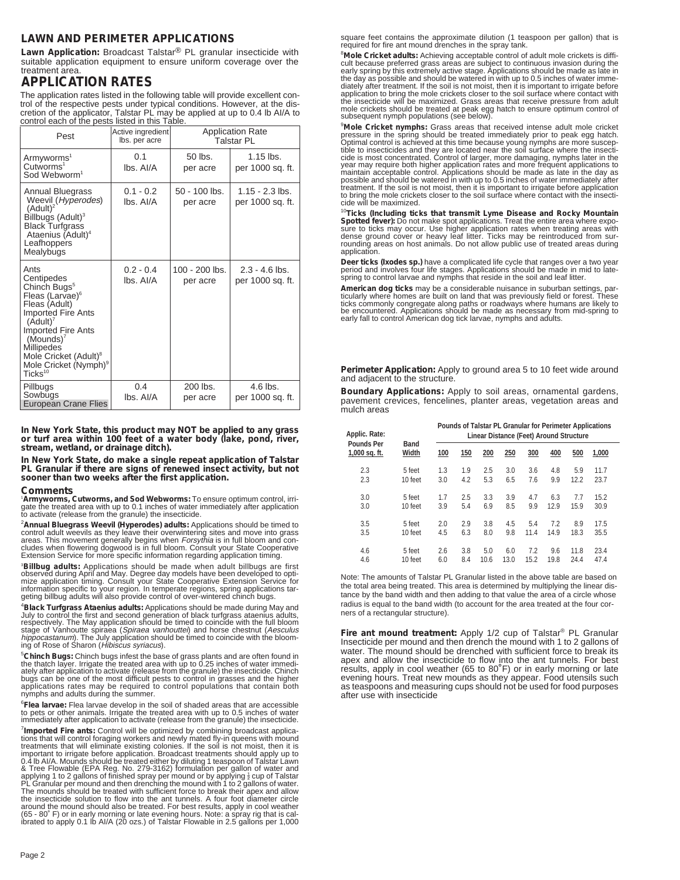## LAWN AND PERIMETER APPLICATIONS

**Lawn Application:** Broadcast Talstar® PL granular insecticide with suitable application equipment to ensure uniform coverage over the treatment area.

## APPLICATION RATES

The application rates listed in the following table will provide excellent control of the respective pests under typical conditions. However, at the discretion of the applicator, Talstar PL may be applied at up to 0.4 lb AI/A to control each of the pests listed in this Table.

| Pest | Active ingredient lbs. per acre | Application Rate Talstar PL | |
|---|---|---|---|
| Armyworms[1]<br>Cutworms[1]<br>Sod Webworm[1] | 0.1 lbs. AI/A | 50 lbs. per acre | 1.15 lbs. per 1000 sq. ft. |
| Annual Bluegrass Weevil (*Hyperodes*) (Adult)[2]<br>Billbugs (Adult)[3]<br>Black Turfgrass Ataenius (Adult)[4]<br>Leafhoppers<br>Mealybugs | 0.1 - 0.2 lbs. AI/A | 50 - 100 lbs. per acre | 1.15 - 2.3 lbs. per 1000 sq. ft. |
| Ants<br>Centipedes<br>Chinch Bugs[5]<br>Fleas (Larvae)[6]<br>Fleas (Adult)<br>Imported Fire Ants (Adult)[7]<br>Imported Fire Ants (Mounds)[7]<br>Millipedes<br>Mole Cricket (Adult)[8]<br>Mole Cricket (Nymph)[9]<br>Ticks[10] | 0.2 - 0.4 lbs. AI/A | 100 - 200 lbs. per acre | 2.3 - 4.6 lbs. per 1000 sq. ft. |
| Pillbugs<br>Sowbugs<br>European Crane Flies | 0.4 lbs. AI/A | 200 lbs. per acre | 4.6 lbs. per 1000 sq. ft. |

**In New York State, this product may NOT be applied to any grass or turf area within 100 feet of a water body (lake, pond, river, stream, wetland, or drainage ditch).**

**In New York State, do make a single repeat application of Talstar PL Granular if there are signs of renewed insect activity, but not sooner than two weeks after the first application.**

### Comments

[1]**Armyworms, Cutworms, and Sod Webworms:** To ensure optimum control, irrigate the treated area with up to 0.1 inches of water immediately after application to activate (release from the granule) the insecticide.

[2]**Annual Bluegrass Weevil (Hyperodes) adults:** Applications should be timed to control adult weevils as they leave their overwintering sites and move into grass areas. This movement generally begins when *Forsythia* is in full bloom and concludes when flowering dogwood is in full bloom. Consult your State Cooperative Extension Service for more specific information regarding application timing.

[3]**Billbug adults:** Applications should be made when adult billbugs are first observed during April and May. Degree day models have been developed to optimize application timing. Consult your State Cooperative Extension Service for information specific to your region. In temperate regions, spring applications targeting billbug adults will also provide control of over-wintered chinch bugs.

[4]**Black Turfgrass Ataenius adults:** Applications should be made during May and July to control the first and second generation of black turfgrass ataenius adults, respectively. The May application should be timed to coincide with the full bloom stage of Vanhoutte spiraea (*Spiraea vanhouttei*) and horse chestnut (*Aesculus hippocastanum*). The July application should be timed to coincide with the blooming of Rose of Sharon (*Hibiscus syriacus*).

[5]**Chinch Bugs:** Chinch bugs infest the base of grass plants and are often found in the thatch layer. Irrigate the treated area with up to 0.25 inches of water immediately after application to activate (release from the granule) the insecticide. Chinch bugs can be one of the most difficult pests to control in grasses and the higher applications rates may be required to control populations that contain both nymphs and adults during the summer.

[6]**Flea larvae:** Flea larvae develop in the soil of shaded areas that are accessible to pets or other animals. Irrigate the treated area with up to 0.5 inches of water immediately after application to activate (release from the granule) the insecticide.

[7]**Imported Fire ants:** Control will be optimized by combining broadcast applications that will control foraging workers and newly mated fly-in queens with mound treatments that will eliminate existing colonies. If the soil is not moist, then it is important to irrigate before application. Broadcast treatments should apply up to 0.4 lb AI/A. Mounds should be treated either by diluting 1 teaspoon of Talstar Lawn & Tree Flowable (EPA Reg. No. 279-3162) formulation per gallon of water and applying 1 to 2 gallons of finished spray per mound or by applying ½ cup of Talstar PL Granular per mound and then drenching the mound with 1 to 2 gallons of water. The mounds should be treated with sufficient force to break their apex and allow the insecticide solution to flow into the ant tunnels. A four foot diameter circle around the mound should also be treated. For best results, apply in cool weather (65 - 80° F) or in early morning or late evening hours. Note: a spray rig that is calibrated to apply 0.1 lb AI/A (20 ozs.) of Talstar Flowable in 2.5 gallons per 1,000 square feet contains the approximate dilution (1 teaspoon per gallon) that is required for fire ant mound drenches in the spray tank.

[8]**Mole Cricket adults:** Achieving acceptable control of adult mole crickets is difficult because preferred grass areas are subject to continuous invasion during the early spring by this extremely active stage. Applications should be made as late in the day as possible and should be watered in with up to 0.5 inches of water immediately after treatment. If the soil is not moist, then it is important to irrigate before application to bring the mole crickets closer to the soil surface where contact with the insecticide will be maximized. Grass areas that receive pressure from adult mole crickets should be treated at peak egg hatch to ensure optimum control of subsequent nymph populations (see below).

[9]**Mole Cricket nymphs:** Grass areas that received intense adult mole cricket pressure in the spring should be treated immediately prior to peak egg hatch. Optimal control is achieved at this time because young nymphs are more susceptible to insecticides and they are located near the soil surface where the insecticide is most concentrated. Control of larger, more damaging, nymphs later in the year may require both higher application rates and more frequent applications to maintain acceptable control. Applications should be made as late in the day as possible and should be watered in with up to 0.5 inches of water immediately after treatment. If the soil is not moist, then it is important to irrigate before application to bring the mole crickets closer to the soil surface where contact with the insecticide will be maximized.

[10]**Ticks (Including ticks that transmit Lyme Disease and Rocky Mountain Spotted fever):** Do not make spot applications. Treat the entire area where exposure to ticks may occur. Use higher application rates when treating areas with dense ground cover or heavy leaf litter. Ticks may be reintroduced from surrounding areas on host animals. Do not allow public use of treated areas during application.

**Deer ticks (Ixodes sp.)** have a complicated life cycle that ranges over a two year period and involves four life stages. Applications should be made in mid to late-spring to control larvae and nymphs that reside in the soil and leaf litter.

**American dog ticks** may be a considerable nuisance in suburban settings, particularly where homes are built on land that was previously field or forest. These ticks commonly congregate along paths or roadways where humans are likely to be encountered. Applications should be made as necessary from mid-spring to early fall to control American dog tick larvae, nymphs and adults.

**Perimeter Application:** Apply to ground area 5 to 10 feet wide around and adjacent to the structure.

**Boundary Applications:** Apply to soil areas, ornamental gardens, pavement crevices, fencelines, planter areas, vegetation areas and mulch areas

| Applic. Rate: Pounds Per 1,000 sq. ft. | Band Width | Pounds of Talstar PL Granular for Perimeter Applications Linear Distance (Feet) Around Structure | | | | | | | |
|---|---|---|---|---|---|---|---|---|---|
| | | 100 | 150 | 200 | 250 | 300 | 400 | 500 | 1,000 |
| 2.3 | 5 feet | 1.3 | 1.9 | 2.5 | 3.0 | 3.6 | 4.8 | 5.9 | 11.7 |
| 2.3 | 10 feet | 3.0 | 4.2 | 5.3 | 6.5 | 7.6 | 9.9 | 12.2 | 23.7 |
| 3.0 | 5 feet | 1.7 | 2.5 | 3.3 | 3.9 | 4.7 | 6.3 | 7.7 | 15.2 |
| 3.0 | 10 feet | 3.9 | 5.4 | 6.9 | 8.5 | 9.9 | 12.9 | 15.9 | 30.9 |
| 3.5 | 5 feet | 2.0 | 2.9 | 3.8 | 4.5 | 5.4 | 7.2 | 8.9 | 17.5 |
| 3.5 | 10 feet | 4.5 | 6.3 | 8.0 | 9.8 | 11.4 | 14.9 | 18.3 | 35.5 |
| 4.6 | 5 feet | 2.6 | 3.8 | 5.0 | 6.0 | 7.2 | 9.6 | 11.8 | 23.4 |
| 4.6 | 10 feet | 6.0 | 8.4 | 10.6 | 13.0 | 15.2 | 19.8 | 24.4 | 47.4 |

Note: The amounts of Talstar PL Granular listed in the above table are based on the total area being treated. This area is determined by multiplying the linear distance by the band width and then adding to that value the area of a circle whose radius is equal to the band width (to account for the area treated at the four corners of a rectangular structure).

**Fire ant mound treatment:** Apply 1/2 cup of Talstar® PL Granular Insecticide per mound and then drench the mound with 1 to 2 gallons of water. The mound should be drenched with sufficient force to break its apex and allow the insecticide to flow into the ant tunnels. For best results, apply in cool weather (65 to 80°F) or in early morning or late evening hours. Treat new mounds as they appear. Food utensils such as teaspoons and measuring cups should not be used for food purposes after use with insecticide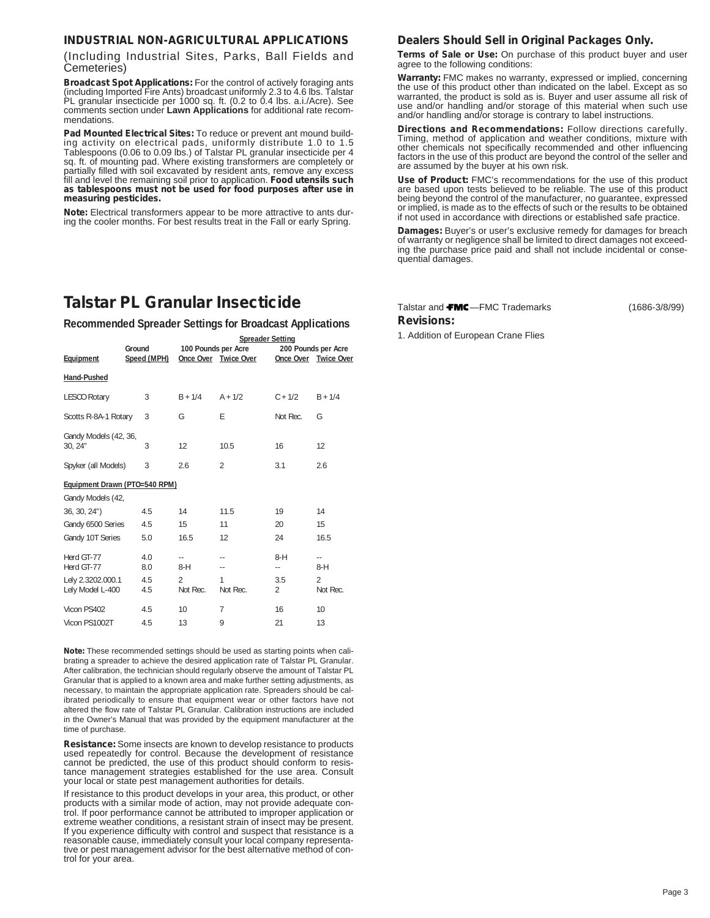## INDUSTRIAL NON-AGRICULTURAL APPLICATIONS

(Including Industrial Sites, Parks, Ball Fields and Cemeteries)

**Broadcast Spot Applications:** For the control of actively foraging ants (including Imported Fire Ants) broadcast uniformly 2.3 to 4.6 lbs. Talstar PL granular insecticide per 1000 sq. ft. (0.2 to 0.4 lbs. a.i./Acre). See comments section under **Lawn Applications** for additional rate recommendations.

**Pad Mounted Electrical Sites:** To reduce or prevent ant mound building activity on electrical pads, uniformly distribute 1.0 to 1.5 Tablespoons (0.06 to 0.09 lbs.) of Talstar PL granular insecticide per 4 sq. ft. of mounting pad. Where existing transformers are completely or partially filled with soil excavated by resident ants, remove any excess fill and level the remaining soil prior to application. **Food utensils such as tablespoons must not be used for food purposes after use in measuring pesticides.**

**Note:** Electrical transformers appear to be more attractive to ants during the cooler months. For best results treat in the Fall or early Spring.

# Talstar PL Granular Insecticide

### Recommended Spreader Settings for Broadcast Applications

| Equipment | Ground Speed (MPH) | Spreader Setting: 100 Pounds per Acre – Once Over | 100 Pounds per Acre – Twice Over | 200 Pounds per Acre – Once Over | 200 Pounds per Acre – Twice Over |
|---|---|---|---|---|---|
| **Hand-Pushed** | | | | | |
| LESCO Rotary | 3 | B + 1/4 | A + 1/2 | C + 1/2 | B + 1/4 |
| Scotts R-8A-1 Rotary | 3 | G | E | Not Rec. | G |
| Gandy Models (42, 36, 30, 24" | 3 | 12 | 10.5 | 16 | 12 |
| Spyker (all Models) | 3 | 2.6 | 2 | 3.1 | 2.6 |
| **Equipment Drawn (PTO=540 RPM)** | | | | | |
| Gandy Models (42, 36, 30, 24") | 4.5 | 14 | 11.5 | 19 | 14 |
| Gandy 6500 Series | 4.5 | 15 | 11 | 20 | 15 |
| Gandy 10T Series | 5.0 | 16.5 | 12 | 24 | 16.5 |
| Herd GT-77 | 4.0 | -- | -- | 8-H | -- |
| Herd GT-77 | 8.0 | 8-H | -- | -- | 8-H |
| Lely 2.3202.000.1 | 4.5 | 2 | 1 | 3.5 | 2 |
| Lely Model L-400 | 4.5 | Not Rec. | Not Rec. | 2 | Not Rec. |
| Vicon PS402 | 4.5 | 10 | 7 | 16 | 10 |
| Vicon PS1002T | 4.5 | 13 | 9 | 21 | 13 |

**Note:** These recommended settings should be used as starting points when calibrating a spreader to achieve the desired application rate of Talstar PL Granular. After calibration, the technician should regularly observe the amount of Talstar PL Granular that is applied to a known area and make further setting adjustments, as necessary, to maintain the appropriate application rate. Spreaders should be calibrated periodically to ensure that equipment wear or other factors have not altered the flow rate of Talstar PL Granular. Calibration instructions are included in the Owner's Manual that was provided by the equipment manufacturer at the time of purchase.

**Resistance:** Some insects are known to develop resistance to products used repeatedly for control. Because the development of resistance cannot be predicted, the use of this product should conform to resistance management strategies established for the use area. Consult your local or state pest management authorities for details.

If resistance to this product develops in your area, this product, or other products with a similar mode of action, may not provide adequate control. If poor performance cannot be attributed to improper application or extreme weather conditions, a resistant strain of insect may be present. If you experience difficulty with control and suspect that resistance is a reasonable cause, immediately consult your local company representative or pest management advisor for the best alternative method of control for your area.

## Dealers Should Sell in Original Packages Only.

**Terms of Sale or Use:** On purchase of this product buyer and user agree to the following conditions:

**Warranty:** FMC makes no warranty, expressed or implied, concerning the use of this product other than indicated on the label. Except as so warranted, the product is sold as is. Buyer and user assume all risk of use and/or handling and/or storage of this material when such use and/or handling and/or storage is contrary to label instructions.

**Directions and Recommendations:** Follow directions carefully. Timing, method of application and weather conditions, mixture with other chemicals not specifically recommended and other influencing factors in the use of this product are beyond the control of the seller and are assumed by the buyer at his own risk.

**Use of Product:** FMC's recommendations for the use of this product are based upon tests believed to be reliable. The use of this product being beyond the control of the manufacturer, no guarantee, expressed or implied, is made as to the effects of such or the results to be obtained if not used in accordance with directions or established safe practice.

**Damages:** Buyer's or user's exclusive remedy for damages for breach of warranty or negligence shall be limited to direct damages not exceeding the purchase price paid and shall not include incidental or consequential damages.

Talstar and FMC—FMC Trademarks (1686-3/8/99)

**Revisions:**

1. Addition of European Crane Flies